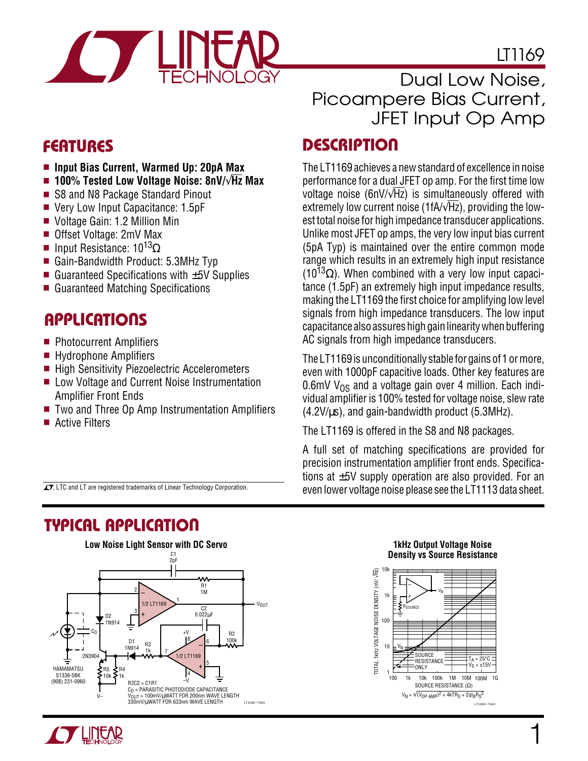# LT1169

## Dual Low Noise, Picoampere Bias Current, JFET Input Op Amp

## FEATURES

- **Input Bias Current, Warmed Up: 20pA Max**
- **100% Tested Low Voltage Noise: 8nV/√Hz Max**
- S8 and N8 Package Standard Pinout
- Very Low Input Capacitance: 1.5pF
- Voltage Gain: 1.2 Million Min
- Offset Voltage: 2mV Max
- Input Resistance: $10^{13}\Omega$
- Gain-Bandwidth Product: 5.3MHz Typ
- Guaranteed Specifications with ±5V Supplies
- Guaranteed Matching Specifications

## APPLICATIONS

- Photocurrent Amplifiers
- Hydrophone Amplifiers
- High Sensitivity Piezoelectric Accelerometers
- Low Voltage and Current Noise Instrumentation Amplifier Front Ends
- Two and Three Op Amp Instrumentation Amplifiers
- Active Filters

## DESCRIPTION

The LT1169 achieves a new standard of excellence in noise performance for a dual JFET op amp. For the first time low voltage noise (6nV/√Hz) is simultaneously offered with extremely low current noise (1fA/√Hz), providing the lowest total noise for high impedance transducer applications. Unlike most JFET op amps, the very low input bias current (5pA Typ) is maintained over the entire common mode range which results in an extremely high input resistance ($10^{13}\Omega$). When combined with a very low input capacitance (1.5pF) an extremely high input impedance results, making the LT1169 the first choice for amplifying low level signals from high impedance transducers. The low input capacitance also assures high gain linearity when buffering AC signals from high impedance transducers.

The LT1169 is unconditionally stable for gains of 1 or more, even with 1000pF capacitive loads. Other key features are 0.6mV $V_{OS}$ and a voltage gain over 4 million. Each individual amplifier is 100% tested for voltage noise, slew rate (4.2V/µs), and gain-bandwidth product (5.3MHz).

The LT1169 is offered in the S8 and N8 packages.

A full set of matching specifications are provided for precision instrumentation amplifier front ends. Specifications at ±5V supply operation are also provided. For an even lower voltage noise please see the LT1113 data sheet.

LTC and LT are registered trademarks of Linear Technology Corporation.

## TYPICAL APPLICATION

**Low Noise Light Sensor with DC Servo**

R2C2 > C1R1
$C_D$ = PARASITIC PHOTODIODE CAPACITANCE
$V_{OUT}$ = 100mV/µWATT FOR 200nm WAVE LENGTH
330mV/µWATT FOR 633nm WAVE LENGTH

HAMAMATSU S1336-5BK (908) 231-0960

**1kHz Output Voltage Noise Density vs Source Resistance**

$$V_N = \sqrt{(V_{OP\ AMP})^2 + 4kTR_S + 2qI_BR_S^2}$$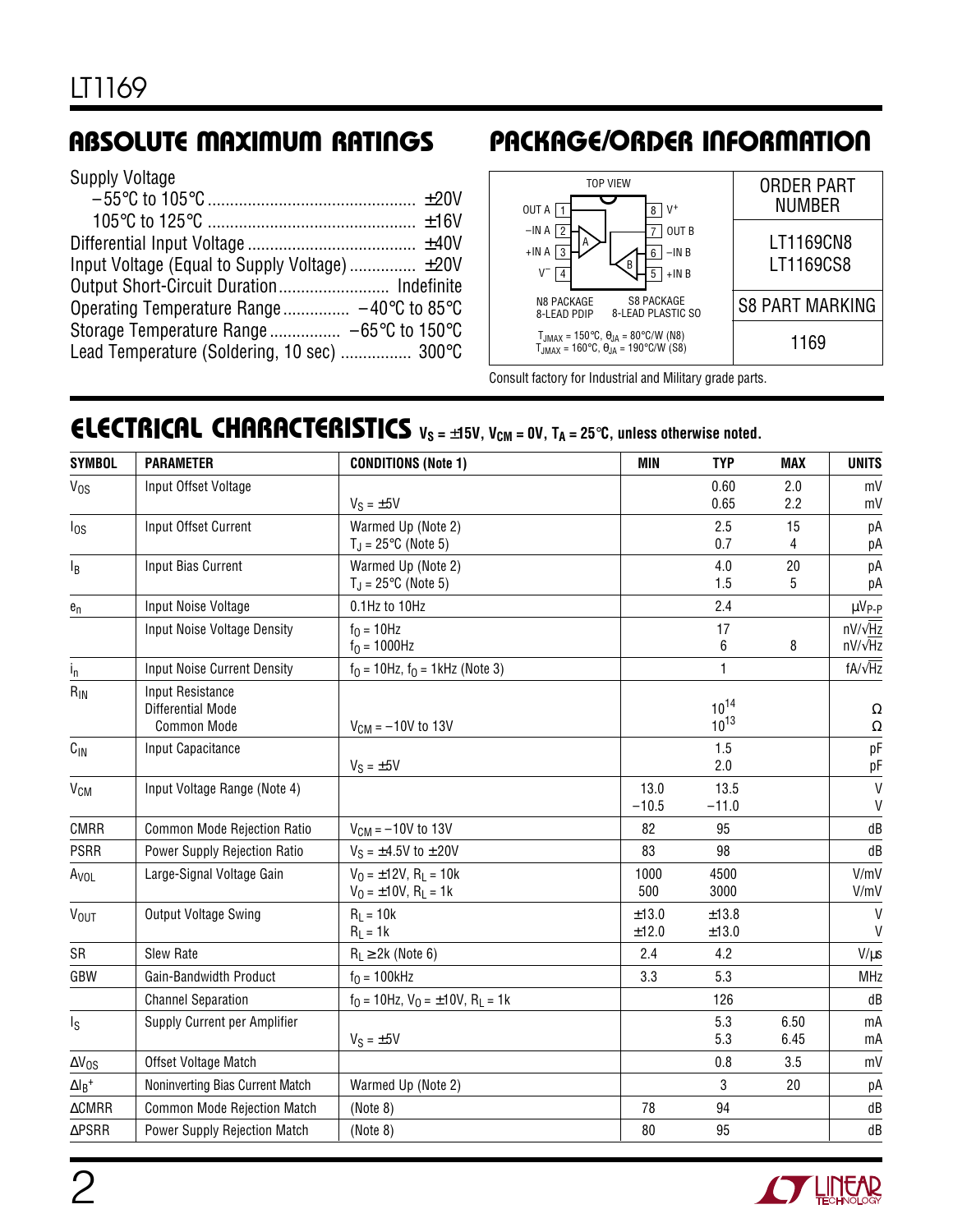## ABSOLUTE MAXIMUM RATINGS

Supply Voltage
- –55°C to 105°C ............................................ ±20V
- 105°C to 125°C ............................................ ±16V

Differential Input Voltage ..................................... ±40V
Input Voltage (Equal to Supply Voltage) ............... ±20V
Output Short-Circuit Duration......................... Indefinite
Operating Temperature Range ............... –40°C to 85°C
Storage Temperature Range ................ –65°C to 150°C
Lead Temperature (Soldering, 10 sec) ................ 300°C

## PACKAGE/ORDER INFORMATION

TOP VIEW

OUT A 1, –IN A 2, +IN A 3, V⁻ 4, +IN B 5, –IN B 6, OUT B 7, V⁺ 8

N8 PACKAGE 8-LEAD PDIP
S8 PACKAGE 8-LEAD PLASTIC SO

$T_{JMAX}$ = 150°C, $\theta_{JA}$ = 80°C/W (N8)
$T_{JMAX}$ = 160°C, $\theta_{JA}$ = 190°C/W (S8)

| ORDER PART NUMBER |
|---|
| LT1169CN8<br>LT1169CS8 |
| S8 PART MARKING |
| 1169 |

Consult factory for Industrial and Military grade parts.

## ELECTRICAL CHARACTERISTICS $V_S = \pm15V$, $V_{CM} = 0V$, $T_A = 25°C$, unless otherwise noted.

| SYMBOL | PARAMETER | CONDITIONS (Note 1) | MIN | TYP | MAX | UNITS |
|---|---|---|---|---|---|---|
| $V_{OS}$ | Input Offset Voltage | <br>$V_S = \pm5V$ | | 0.60<br>0.65 | 2.0<br>2.2 | mV<br>mV |
| $I_{OS}$ | Input Offset Current | Warmed Up (Note 2)<br>$T_J = 25°C$ (Note 5) | | 2.5<br>0.7 | 15<br>4 | pA<br>pA |
| $I_B$ | Input Bias Current | Warmed Up (Note 2)<br>$T_J = 25°C$ (Note 5) | | 4.0<br>1.5 | 20<br>5 | pA<br>pA |
| $e_n$ | Input Noise Voltage | 0.1Hz to 10Hz | | 2.4 | | $\mu V_{P-P}$ |
| | Input Noise Voltage Density | $f_O = 10Hz$<br>$f_O = 1000Hz$ | | 17<br>6 | <br>8 | $nV/\sqrt{Hz}$<br>$nV/\sqrt{Hz}$ |
| $i_n$ | Input Noise Current Density | $f_O = 10Hz$, $f_O = 1kHz$ (Note 3) | | 1 | | $fA/\sqrt{Hz}$ |
| $R_{IN}$ | Input Resistance<br>Differential Mode<br>Common Mode | <br><br>$V_{CM} = -10V$ to 13V | | <br>$10^{14}$<br>$10^{13}$ | | <br>Ω<br>Ω |
| $C_{IN}$ | Input Capacitance | <br>$V_S = \pm5V$ | | 1.5<br>2.0 | | pF<br>pF |
| $V_{CM}$ | Input Voltage Range (Note 4) | | 13.0<br>–10.5 | 13.5<br>–11.0 | | V<br>V |
| CMRR | Common Mode Rejection Ratio | $V_{CM} = -10V$ to 13V | 82 | 95 | | dB |
| PSRR | Power Supply Rejection Ratio | $V_S = \pm4.5V$ to $\pm20V$ | 83 | 98 | | dB |
| $A_{VOL}$ | Large-Signal Voltage Gain | $V_O = \pm12V$, $R_L = 10k$<br>$V_O = \pm10V$, $R_L = 1k$ | 1000<br>500 | 4500<br>3000 | | V/mV<br>V/mV |
| $V_{OUT}$ | Output Voltage Swing | $R_L = 10k$<br>$R_L = 1k$ | ±13.0<br>±12.0 | ±13.8<br>±13.0 | | V<br>V |
| SR | Slew Rate | $R_L \geq 2k$ (Note 6) | 2.4 | 4.2 | | V/µs |
| GBW | Gain-Bandwidth Product | $f_O = 100kHz$ | 3.3 | 5.3 | | MHz |
| | Channel Separation | $f_O = 10Hz$, $V_O = \pm10V$, $R_L = 1k$ | | 126 | | dB |
| $I_S$ | Supply Current per Amplifier | <br>$V_S = \pm5V$ | | 5.3<br>5.3 | 6.50<br>6.45 | mA<br>mA |
| $\Delta V_{OS}$ | Offset Voltage Match | | | 0.8 | 3.5 | mV |
| $\Delta I_B^+$ | Noninverting Bias Current Match | Warmed Up (Note 2) | | 3 | 20 | pA |
| ΔCMRR | Common Mode Rejection Match | (Note 8) | 78 | 94 | | dB |
| ΔPSRR | Power Supply Rejection Match | (Note 8) | 80 | 95 | | dB |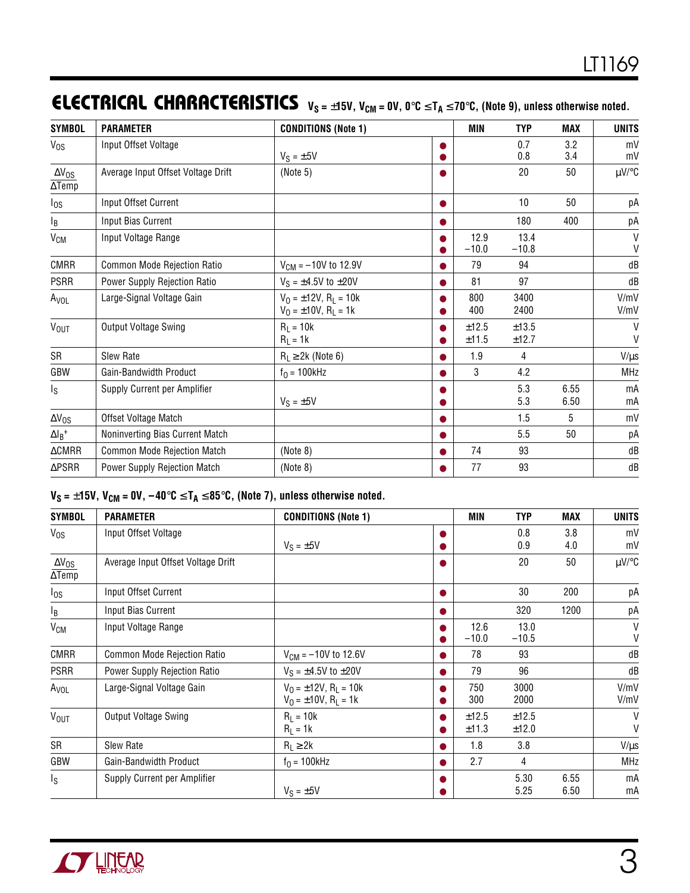## ELECTRICAL CHARACTERISTICS $V_S = \pm15V$, $V_{CM} = 0V$, $0°C \le T_A \le 70°C$, (Note 9), unless otherwise noted.

| SYMBOL | PARAMETER | CONDITIONS (Note 1) | | MIN | TYP | MAX | UNITS |
|---|---|---|---|---|---|---|---|
| $V_{OS}$ | Input Offset Voltage | <br>$V_S = \pm5V$ | ●<br>● | | 0.7<br>0.8 | 3.2<br>3.4 | mV<br>mV |
| $\frac{\Delta V_{OS}}{\Delta Temp}$ | Average Input Offset Voltage Drift | (Note 5) | ● | | 20 | 50 | µV/°C |
| $I_{OS}$ | Input Offset Current | | ● | | 10 | 50 | pA |
| $I_B$ | Input Bias Current | | ● | | 180 | 400 | pA |
| $V_{CM}$ | Input Voltage Range | | ●<br>● | 12.9<br>−10.0 | 13.4<br>−10.8 | | V<br>V |
| CMRR | Common Mode Rejection Ratio | $V_{CM} = -10V$ to 12.9V | ● | 79 | 94 | | dB |
| PSRR | Power Supply Rejection Ratio | $V_S = \pm4.5V$ to $\pm20V$ | ● | 81 | 97 | | dB |
| $A_{VOL}$ | Large-Signal Voltage Gain | $V_O = \pm12V$, $R_L = 10k$<br>$V_O = \pm10V$, $R_L = 1k$ | ●<br>● | 800<br>400 | 3400<br>2400 | | V/mV<br>V/mV |
| $V_{OUT}$ | Output Voltage Swing | $R_L = 10k$<br>$R_L = 1k$ | ●<br>● | ±12.5<br>±11.5 | ±13.5<br>±12.7 | | V<br>V |
| SR | Slew Rate | $R_L \ge 2k$ (Note 6) | ● | 1.9 | 4 | | V/µs |
| GBW | Gain-Bandwidth Product | $f_O = 100kHz$ | ● | 3 | 4.2 | | MHz |
| $I_S$ | Supply Current per Amplifier | <br>$V_S = \pm5V$ | ●<br>● | | 5.3<br>5.3 | 6.55<br>6.50 | mA<br>mA |
| $\Delta V_{OS}$ | Offset Voltage Match | | ● | | 1.5 | 5 | mV |
| $\Delta I_B^+$ | Noninverting Bias Current Match | | ● | | 5.5 | 50 | pA |
| ΔCMRR | Common Mode Rejection Match | (Note 8) | ● | 74 | 93 | | dB |
| ΔPSRR | Power Supply Rejection Match | (Note 8) | ● | 77 | 93 | | dB |

**$V_S = \pm15V$, $V_{CM} = 0V$, $-40°C \le T_A \le 85°C$, (Note 7), unless otherwise noted.**

| SYMBOL | PARAMETER | CONDITIONS (Note 1) | | MIN | TYP | MAX | UNITS |
|---|---|---|---|---|---|---|---|
| $V_{OS}$ | Input Offset Voltage | <br>$V_S = \pm5V$ | ●<br>● | | 0.8<br>0.9 | 3.8<br>4.0 | mV<br>mV |
| $\frac{\Delta V_{OS}}{\Delta Temp}$ | Average Input Offset Voltage Drift | | ● | | 20 | 50 | µV/°C |
| $I_{OS}$ | Input Offset Current | | ● | | 30 | 200 | pA |
| $I_B$ | Input Bias Current | | ● | | 320 | 1200 | pA |
| $V_{CM}$ | Input Voltage Range | | ●<br>● | 12.6<br>−10.0 | 13.0<br>−10.5 | | V<br>V |
| CMRR | Common Mode Rejection Ratio | $V_{CM} = -10V$ to 12.6V | ● | 78 | 93 | | dB |
| PSRR | Power Supply Rejection Ratio | $V_S = \pm4.5V$ to $\pm20V$ | ● | 79 | 96 | | dB |
| $A_{VOL}$ | Large-Signal Voltage Gain | $V_O = \pm12V$, $R_L = 10k$<br>$V_O = \pm10V$, $R_L = 1k$ | ●<br>● | 750<br>300 | 3000<br>2000 | | V/mV<br>V/mV |
| $V_{OUT}$ | Output Voltage Swing | $R_L = 10k$<br>$R_L = 1k$ | ●<br>● | ±12.5<br>±11.3 | ±12.5<br>±12.0 | | V<br>V |
| SR | Slew Rate | $R_L \ge 2k$ | ● | 1.8 | 3.8 | | V/µs |
| GBW | Gain-Bandwidth Product | $f_O = 100kHz$ | ● | 2.7 | 4 | | MHz |
| $I_S$ | Supply Current per Amplifier | <br>$V_S = \pm5V$ | ●<br>● | | 5.30<br>5.25 | 6.55<br>6.50 | mA<br>mA |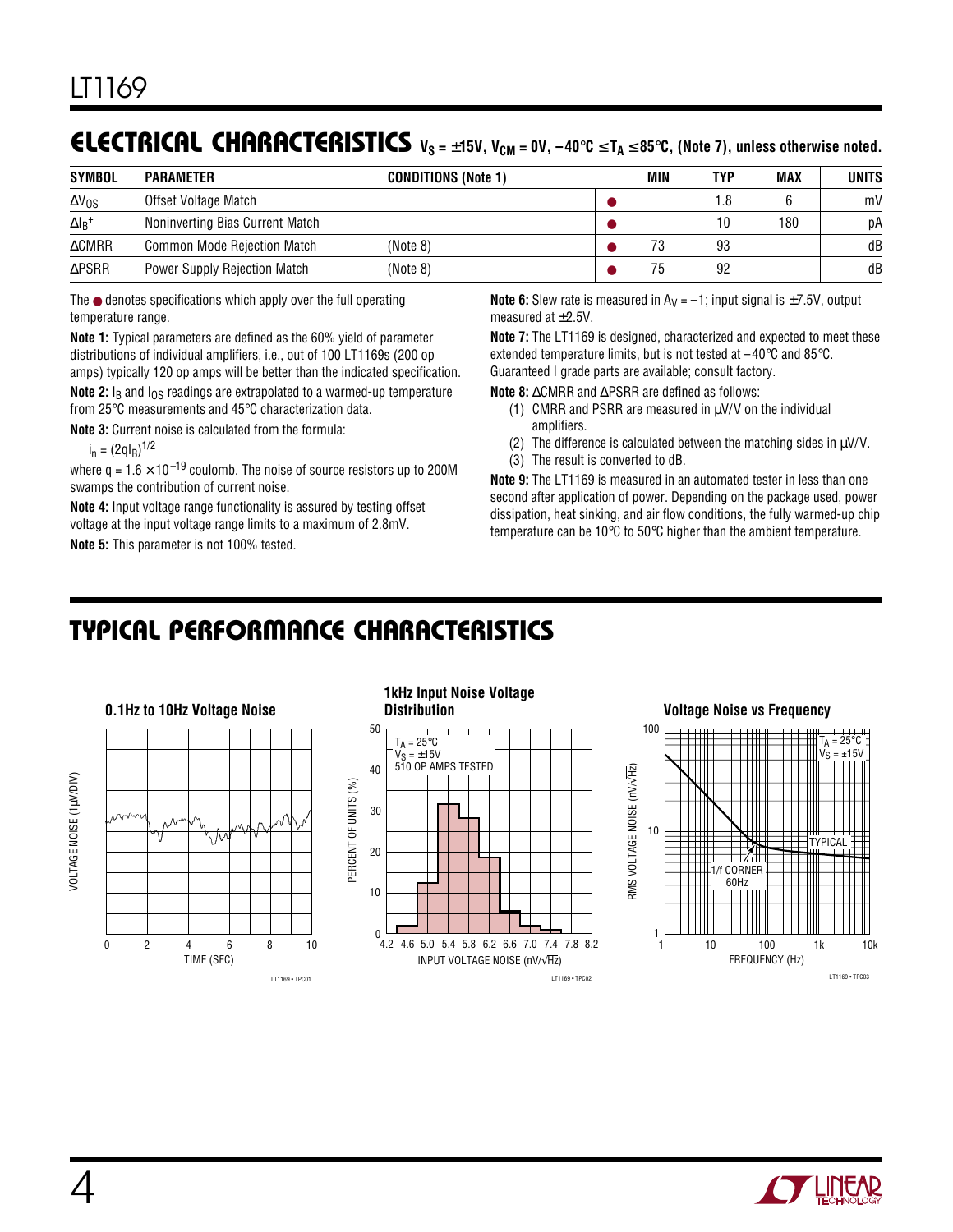## ELECTRICAL CHARACTERISTICS $V_S = \pm15V$, $V_{CM} = 0V$, $-40°C \le T_A \le 85°C$, (Note 7), unless otherwise noted.

| SYMBOL | PARAMETER | CONDITIONS (Note 1) | | MIN | TYP | MAX | UNITS |
|---|---|---|---|---|---|---|---|
| $\Delta V_{OS}$ | Offset Voltage Match | | ● | | 1.8 | 6 | mV |
| $\Delta I_B^+$ | Noninverting Bias Current Match | | ● | | 10 | 180 | pA |
| ΔCMRR | Common Mode Rejection Match | (Note 8) | ● | 73 | 93 | | dB |
| ΔPSRR | Power Supply Rejection Match | (Note 8) | ● | 75 | 92 | | dB |

The ● denotes specifications which apply over the full operating temperature range.

**Note 1:** Typical parameters are defined as the 60% yield of parameter distributions of individual amplifiers, i.e., out of 100 LT1169s (200 op amps) typically 120 op amps will be better than the indicated specification.

**Note 2:** $I_B$ and $I_{OS}$ readings are extrapolated to a warmed-up temperature from 25°C measurements and 45°C characterization data.

**Note 3:** Current noise is calculated from the formula:

$i_n = (2qI_B)^{1/2}$

where $q = 1.6 \times 10^{-19}$ coulomb. The noise of source resistors up to 200M swamps the contribution of current noise.

**Note 4:** Input voltage range functionality is assured by testing offset voltage at the input voltage range limits to a maximum of 2.8mV.

**Note 5:** This parameter is not 100% tested.

**Note 6:** Slew rate is measured in $A_V = -1$; input signal is ±7.5V, output measured at ±2.5V.

**Note 7:** The LT1169 is designed, characterized and expected to meet these extended temperature limits, but is not tested at −40°C and 85°C. Guaranteed I grade parts are available; consult factory.

**Note 8:** ΔCMRR and ΔPSRR are defined as follows:

1. CMRR and PSRR are measured in µV/V on the individual amplifiers.
2. The difference is calculated between the matching sides in µV/V.
3. The result is converted to dB.

**Note 9:** The LT1169 is measured in an automated tester in less than one second after application of power. Depending on the package used, power dissipation, heat sinking, and air flow conditions, the fully warmed-up chip temperature can be 10°C to 50°C higher than the ambient temperature.

## TYPICAL PERFORMANCE CHARACTERISTICS

**0.1Hz to 10Hz Voltage Noise**

VOLTAGE NOISE (1µV/DIV) vs TIME (SEC), 0 to 10

LT1169 • TPC01

**1kHz Input Noise Voltage Distribution**

$T_A = 25°C$, $V_S = \pm15V$, 510 OP AMPS TESTED

PERCENT OF UNITS (%) vs INPUT VOLTAGE NOISE (nV/√Hz), 4.2 to 8.2

LT1169 • TPC02

**Voltage Noise vs Frequency**

$T_A = 25°C$, $V_S = \pm15V$; TYPICAL; 1/f CORNER 60Hz

RMS VOLTAGE NOISE (nV/√Hz) vs FREQUENCY (Hz), 1 to 10k

LT1169 • TPC03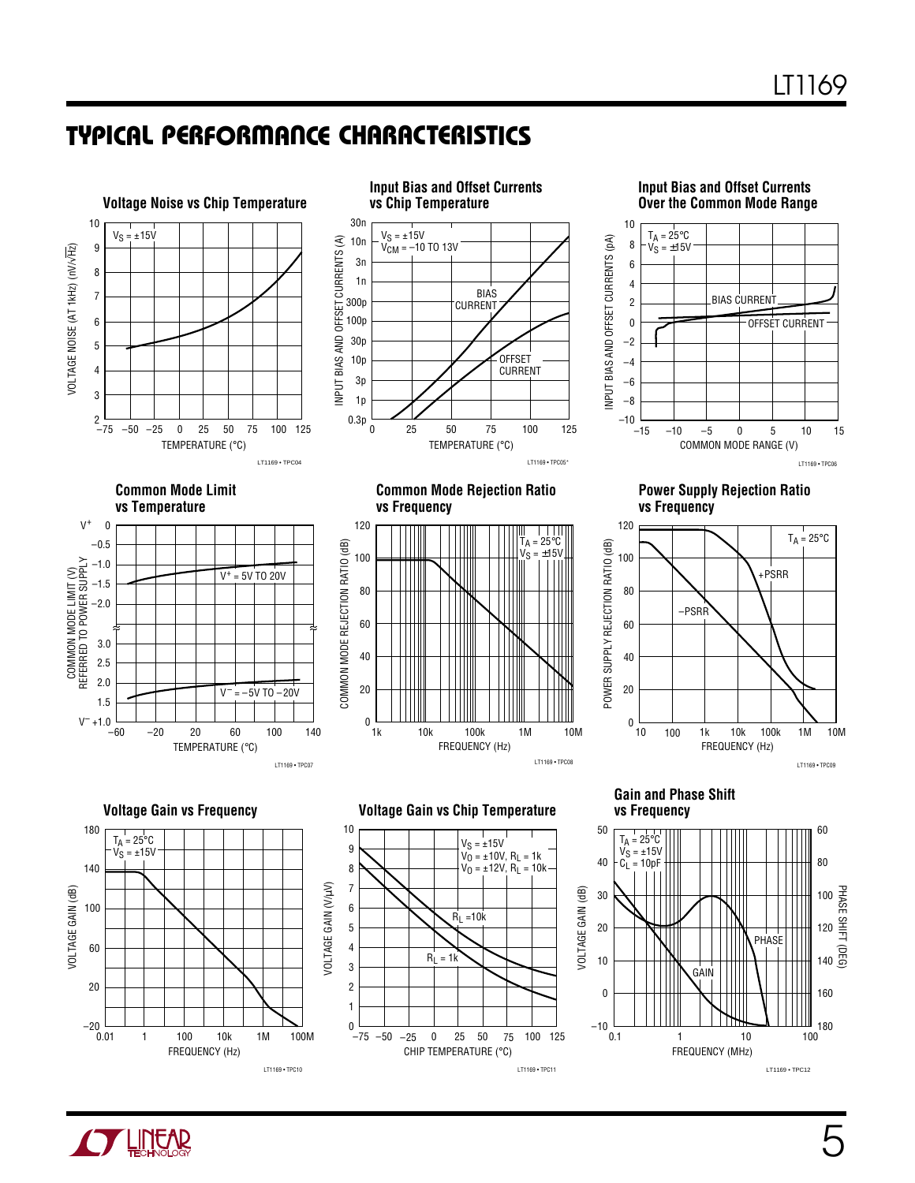## TYPICAL PERFORMANCE CHARACTERISTICS

**Voltage Noise vs Chip Temperature**

$V_S = \pm15V$

VOLTAGE NOISE (AT 1kHz) (nV/√Hz)

TEMPERATURE (°C)

LT1169 • TPC04

**Input Bias and Offset Currents vs Chip Temperature**

$V_S = \pm15V$
$V_{CM} = -10$ TO 13V

BIAS CURRENT

OFFSET CURRENT

INPUT BIAS AND OFFSET CURRENTS (A)

TEMPERATURE (°C)

LT1169 • TPC05

**Input Bias and Offset Currents Over the Common Mode Range**

$T_A = 25°C$
$V_S = \pm15V$

BIAS CURRENT

OFFSET CURRENT

INPUT BIAS AND OFFSET CURRENTS (pA)

COMMON MODE RANGE (V)

LT1169 • TPC06

**Common Mode Limit vs Temperature**

$V^+ = 5V$ TO 20V

$V^- = -5V$ TO $-20V$

COMMON MODE LIMIT (V) REFERRED TO POWER SUPPLY

TEMPERATURE (°C)

LT1169 • TPC07

**Common Mode Rejection Ratio vs Frequency**

$T_A = 25°C$
$V_S = \pm15V$

COMMON MODE REJECTION RATIO (dB)

FREQUENCY (Hz)

LT1169 • TPC08

**Power Supply Rejection Ratio vs Frequency**

$T_A = 25°C$

+PSRR

–PSRR

POWER SUPPLY REJECTION RATIO (dB)

FREQUENCY (Hz)

LT1169 • TPC09

**Voltage Gain vs Frequency**

$T_A = 25°C$
$V_S = \pm15V$

VOLTAGE GAIN (dB)

FREQUENCY (Hz)

LT1169 • TPC10

**Voltage Gain vs Chip Temperature**

$V_S = \pm15V$
$V_O = \pm10V$, $R_L = 1k$
$V_O = \pm12V$, $R_L = 10k$

$R_L = 10k$

$R_L = 1k$

VOLTAGE GAIN (V/µV)

CHIP TEMPERATURE (°C)

LT1169 • TPC11

**Gain and Phase Shift vs Frequency**

$T_A = 25°C$
$V_S = \pm15V$
$C_L = 10pF$

PHASE

GAIN

VOLTAGE GAIN (dB)

PHASE SHIFT (DEG)

FREQUENCY (MHz)

LT1169 • TPC12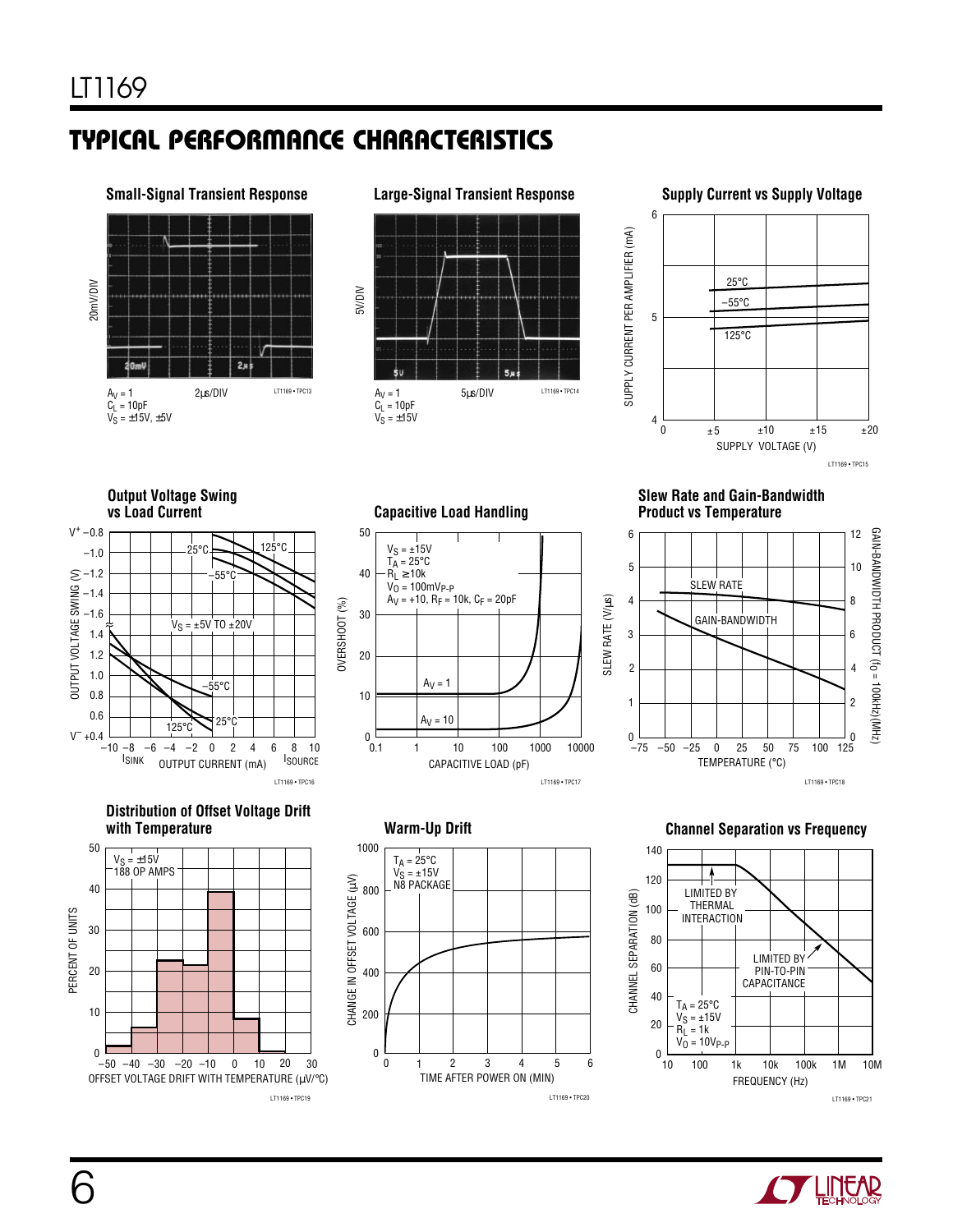## TYPICAL PERFORMANCE CHARACTERISTICS

**Small-Signal Transient Response**

20mV/DIV

$A_V = 1$
$C_L = 10pF$
$V_S = \pm15V, \pm5V$

2µs/DIV

LT1169 • TPC13

**Large-Signal Transient Response**

5V/DIV

$A_V = 1$
$C_L = 10pF$
$V_S = \pm15V$

5µs/DIV

LT1169 • TPC14

**Supply Current vs Supply Voltage**

SUPPLY CURRENT PER AMPLIFIER (mA)

SUPPLY VOLTAGE (V)

25°C
–55°C
125°C

LT1169 • TPC15

**Output Voltage Swing vs Load Current**

OUTPUT VOLTAGE SWING (V)

$V_S = \pm5V$ TO $\pm20V$

25°C, 125°C, –55°C

OUTPUT CURRENT (mA)

$I_{SINK}$ $I_{SOURCE}$

LT1169 • TPC16

**Capacitive Load Handling**

OVERSHOOT (%)

$V_S = \pm15V$
$T_A = 25°C$
$R_L \geq 10k$
$V_O = 100mV_{P-P}$
$A_V = +10$, $R_F = 10k$, $C_F = 20pF$

$A_V = 1$
$A_V = 10$

CAPACITIVE LOAD (pF)

LT1169 • TPC17

**Slew Rate and Gain-Bandwidth Product vs Temperature**

SLEW RATE (V/µs)

GAIN-BANDWIDTH PRODUCT ($f_O$ = 100kHz)(MHz)

SLEW RATE
GAIN-BANDWIDTH

TEMPERATURE (°C)

LT1169 • TPC18

**Distribution of Offset Voltage Drift with Temperature**

PERCENT OF UNITS

$V_S = \pm15V$
188 OP AMPS

OFFSET VOLTAGE DRIFT WITH TEMPERATURE (µV/°C)

LT1169 • TPC19

**Warm-Up Drift**

CHANGE IN OFFSET VOLTAGE (µV)

$T_A = 25°C$
$V_S = \pm15V$
N8 PACKAGE

TIME AFTER POWER ON (MIN)

LT1169 • TPC20

**Channel Separation vs Frequency**

CHANNEL SEPARATION (dB)

LIMITED BY THERMAL INTERACTION

LIMITED BY PIN-TO-PIN CAPACITANCE

$T_A = 25°C$
$V_S = \pm15V$
$R_L = 1k$
$V_O = 10V_{P-P}$

FREQUENCY (Hz)

LT1169 • TPC21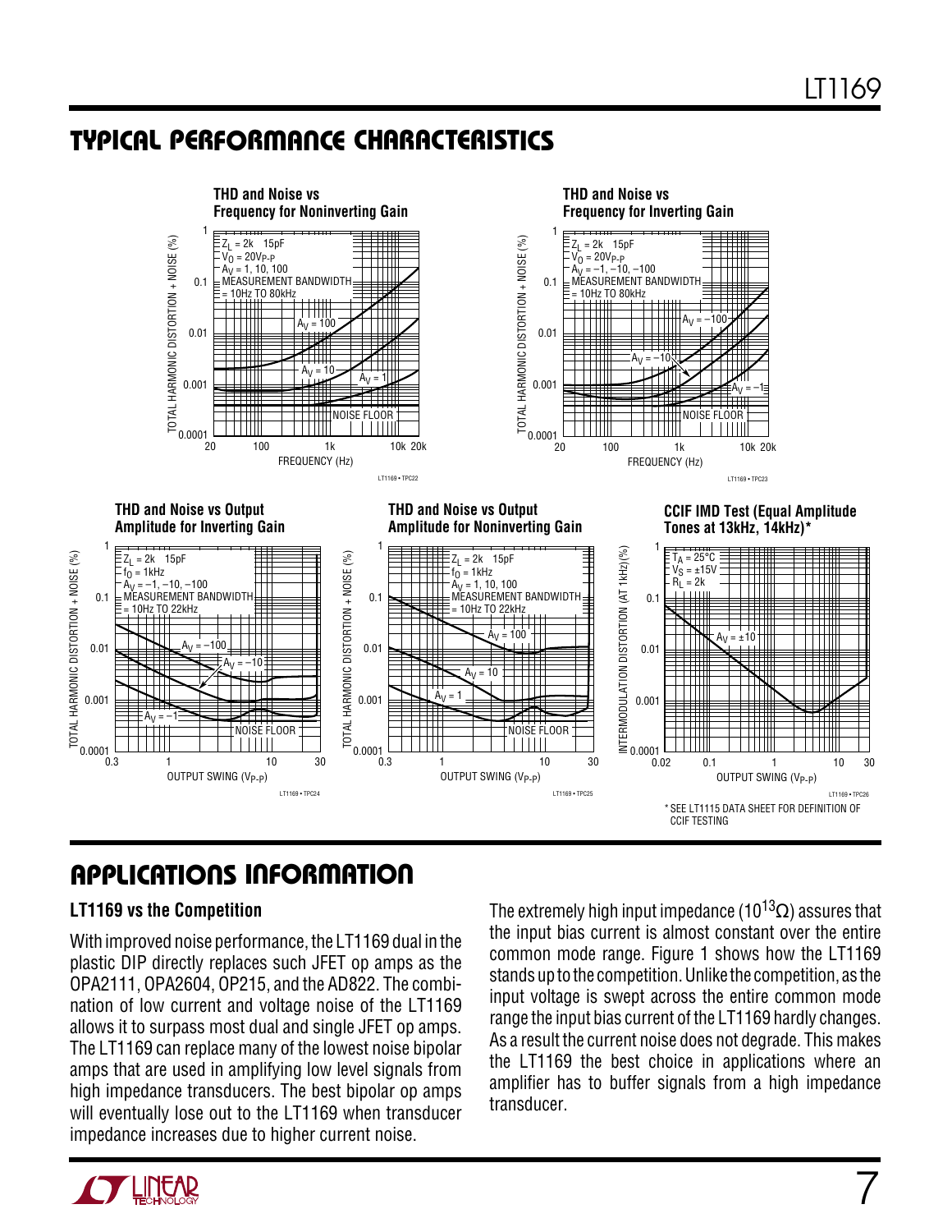## TYPICAL PERFORMANCE CHARACTERISTICS

**THD and Noise vs Frequency for Noninverting Gain**

$Z_L$ = 2k 15pF, $V_O$ = 20$V_{P-P}$, $A_V$ = 1, 10, 100, MEASUREMENT BANDWIDTH = 10Hz TO 80kHz

**THD and Noise vs Frequency for Inverting Gain**

$Z_L$ = 2k 15pF, $V_O$ = 20$V_{P-P}$, $A_V$ = −1, −10, −100, MEASUREMENT BANDWIDTH = 10Hz TO 80kHz

**THD and Noise vs Output Amplitude for Inverting Gain**

$Z_L$ = 2k 15pF, $f_O$ = 1kHz, $A_V$ = −1, −10, −100, MEASUREMENT BANDWIDTH = 10Hz TO 22kHz

**THD and Noise vs Output Amplitude for Noninverting Gain**

$Z_L$ = 2k 15pF, $f_O$ = 1kHz, $A_V$ = 1, 10, 100, MEASUREMENT BANDWIDTH = 10Hz TO 22kHz

**CCIF IMD Test (Equal Amplitude Tones at 13kHz, 14kHz)***

$T_A$ = 25°C, $V_S$ = ±15V, $R_L$ = 2k, $A_V$ = ±10

* SEE LT1115 DATA SHEET FOR DEFINITION OF CCIF TESTING

## APPLICATIONS INFORMATION

### LT1169 vs the Competition

With improved noise performance, the LT1169 dual in the plastic DIP directly replaces such JFET op amps as the OPA2111, OPA2604, OP215, and the AD822. The combination of low current and voltage noise of the LT1169 allows it to surpass most dual and single JFET op amps. The LT1169 can replace many of the lowest noise bipolar amps that are used in amplifying low level signals from high impedance transducers. The best bipolar op amps will eventually lose out to the LT1169 when transducer impedance increases due to higher current noise.

The extremely high input impedance ($10^{13}\Omega$) assures that the input bias current is almost constant over the entire common mode range. Figure 1 shows how the LT1169 stands up to the competition. Unlike the competition, as the input voltage is swept across the entire common mode range the input bias current of the LT1169 hardly changes. As a result the current noise does not degrade. This makes the LT1169 the best choice in applications where an amplifier has to buffer signals from a high impedance transducer.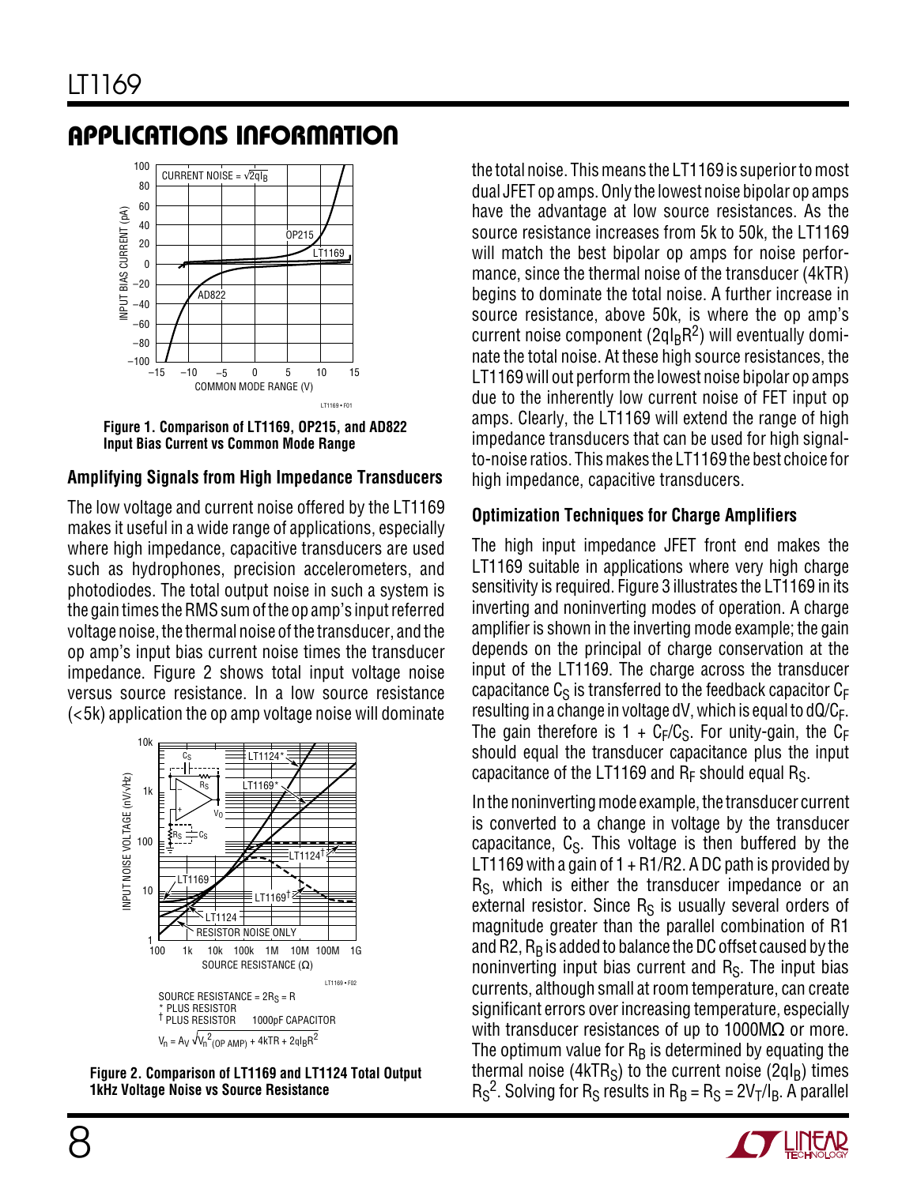## APPLICATIONS INFORMATION

**Figure 1. Comparison of LT1169, OP215, and AD822 Input Bias Current vs Common Mode Range**

### Amplifying Signals from High Impedance Transducers

The low voltage and current noise offered by the LT1169 makes it useful in a wide range of applications, especially where high impedance, capacitive transducers are used such as hydrophones, precision accelerometers, and photodiodes. The total output noise in such a system is the gain times the RMS sum of the op amp's input referred voltage noise, the thermal noise of the transducer, and the op amp's input bias current noise times the transducer impedance. Figure 2 shows total input voltage noise versus source resistance. In a low source resistance (<5k) application the op amp voltage noise will dominate

SOURCE RESISTANCE = $2R_S$ = R
\* PLUS RESISTOR
† PLUS RESISTOR 1000pF CAPACITOR

$V_n = A_V\sqrt{V_{n(OP\ AMP)}^2 + 4kTR + 2qI_BR^2}$

**Figure 2. Comparison of LT1169 and LT1124 Total Output 1kHz Voltage Noise vs Source Resistance**

the total noise. This means the LT1169 is superior to most dual JFET op amps. Only the lowest noise bipolar op amps have the advantage at low source resistances. As the source resistance increases from 5k to 50k, the LT1169 will match the best bipolar op amps for noise performance, since the thermal noise of the transducer (4kTR) begins to dominate the total noise. A further increase in source resistance, above 50k, is where the op amp's current noise component ($2qI_BR^2$) will eventually dominate the total noise. At these high source resistances, the LT1169 will out perform the lowest noise bipolar op amps due to the inherently low current noise of FET input op amps. Clearly, the LT1169 will extend the range of high impedance transducers that can be used for high signal-to-noise ratios. This makes the LT1169 the best choice for high impedance, capacitive transducers.

### Optimization Techniques for Charge Amplifiers

The high input impedance JFET front end makes the LT1169 suitable in applications where very high charge sensitivity is required. Figure 3 illustrates the LT1169 in its inverting and noninverting modes of operation. A charge amplifier is shown in the inverting mode example; the gain depends on the principal of charge conservation at the input of the LT1169. The charge across the transducer capacitance $C_S$ is transferred to the feedback capacitor $C_F$ resulting in a change in voltage dV, which is equal to $dQ/C_F$. The gain therefore is $1 + C_F/C_S$. For unity-gain, the $C_F$ should equal the transducer capacitance plus the input capacitance of the LT1169 and $R_F$ should equal $R_S$.

In the noninverting mode example, the transducer current is converted to a change in voltage by the transducer capacitance, $C_S$. This voltage is then buffered by the LT1169 with a gain of 1 + R1/R2. A DC path is provided by $R_S$, which is either the transducer impedance or an external resistor. Since $R_S$ is usually several orders of magnitude greater than the parallel combination of R1 and R2, $R_B$ is added to balance the DC offset caused by the noninverting input bias current and $R_S$. The input bias currents, although small at room temperature, can create significant errors over increasing temperature, especially with transducer resistances of up to 1000MΩ or more. The optimum value for $R_B$ is determined by equating the thermal noise ($4kTR_S$) to the current noise ($2qI_B$) times $R_S^2$. Solving for $R_S$ results in $R_B = R_S = 2V_T/I_B$. A parallel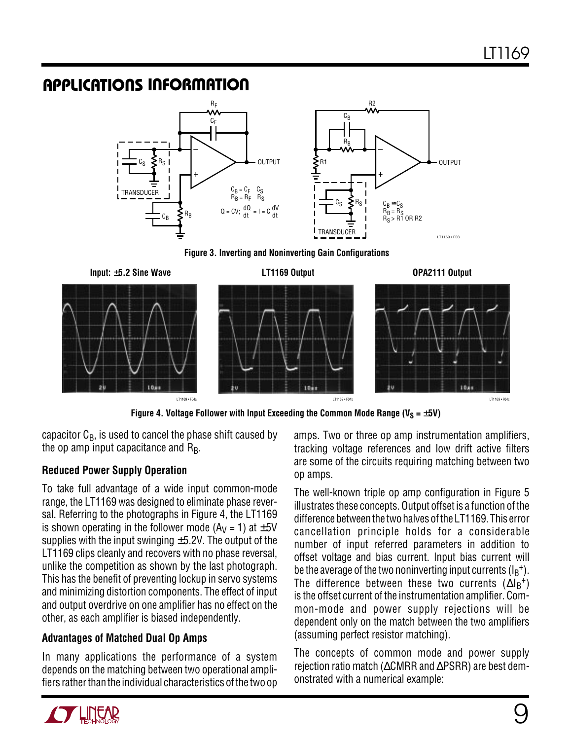## APPLICATIONS INFORMATION

Figure 3. Inverting and Noninverting Gain Configurations

Figure 4. Voltage Follower with Input Exceeding the Common Mode Range ($V_S$ = ±5V)

capacitor $C_B$, is used to cancel the phase shift caused by the op amp input capacitance and $R_B$.

### Reduced Power Supply Operation

To take full advantage of a wide input common-mode range, the LT1169 was designed to eliminate phase reversal. Referring to the photographs in Figure 4, the LT1169 is shown operating in the follower mode ($A_V$ = 1) at ±5V supplies with the input swinging ±5.2V. The output of the LT1169 clips cleanly and recovers with no phase reversal, unlike the competition as shown by the last photograph. This has the benefit of preventing lockup in servo systems and minimizing distortion components. The effect of input and output overdrive on one amplifier has no effect on the other, as each amplifier is biased independently.

### Advantages of Matched Dual Op Amps

In many applications the performance of a system depends on the matching between two operational amplifiers rather than the individual characteristics of the two op amps. Two or three op amp instrumentation amplifiers, tracking voltage references and low drift active filters are some of the circuits requiring matching between two op amps.

The well-known triple op amp configuration in Figure 5 illustrates these concepts. Output offset is a function of the difference between the two halves of the LT1169. This error cancellation principle holds for a considerable number of input referred parameters in addition to offset voltage and bias current. Input bias current will be the average of the two noninverting input currents ($I_B^+$). The difference between these two currents ($\Delta I_B^+$) is the offset current of the instrumentation amplifier. Common-mode and power supply rejections will be dependent only on the match between the two amplifiers (assuming perfect resistor matching).

The concepts of common mode and power supply rejection ratio match (ΔCMRR and ΔPSRR) are best demonstrated with a numerical example: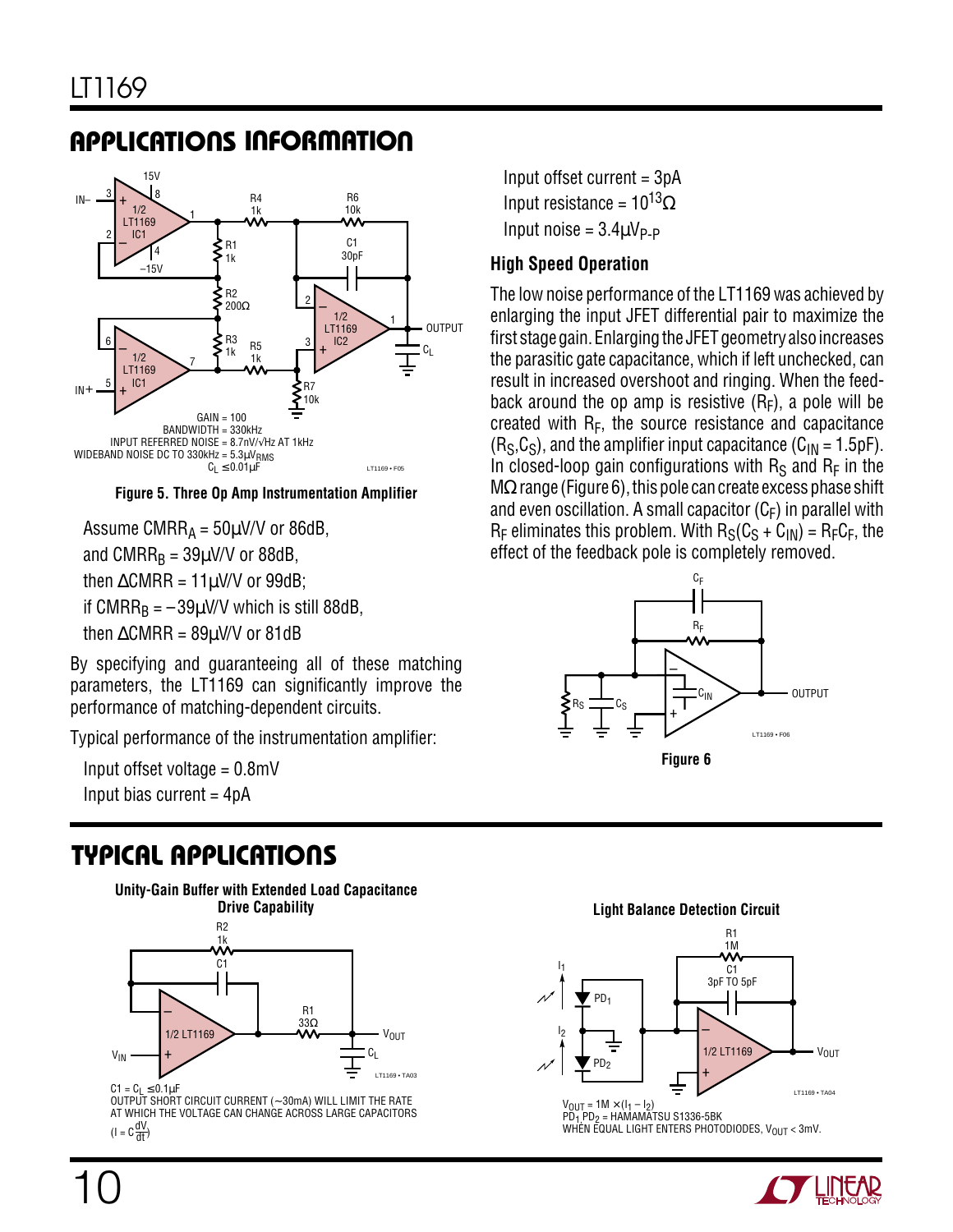## APPLICATIONS INFORMATION

GAIN = 100
BANDWIDTH = 330kHz
INPUT REFERRED NOISE = 8.7nV/√Hz AT 1kHz
WIDEBAND NOISE DC TO 330kHz = 5.3μV$_{RMS}$
$C_L \leq 0.01\mu F$

**Figure 5. Three Op Amp Instrumentation Amplifier**

Assume $CMRR_A = 50\mu V/V$ or 86dB,
and $CMRR_B = 39\mu V/V$ or 88dB,
then $\Delta CMRR = 11\mu V/V$ or 99dB;
if $CMRR_B = -39\mu V/V$ which is still 88dB,
then $\Delta CMRR = 89\mu V/V$ or 81dB

By specifying and guaranteeing all of these matching parameters, the LT1169 can significantly improve the performance of matching-dependent circuits.

Typical performance of the instrumentation amplifier:

Input offset voltage = 0.8mV
Input bias current = 4pA
Input offset current = 3pA
Input resistance = $10^{13}\Omega$
Input noise = $3.4\mu V_{P-P}$

### High Speed Operation

The low noise performance of the LT1169 was achieved by enlarging the input JFET differential pair to maximize the first stage gain. Enlarging the JFET geometry also increases the parasitic gate capacitance, which if left unchecked, can result in increased overshoot and ringing. When the feedback around the op amp is resistive ($R_F$), a pole will be created with $R_F$, the source resistance and capacitance ($R_S$,$C_S$), and the amplifier input capacitance ($C_{IN}$ = 1.5pF). In closed-loop gain configurations with $R_S$ and $R_F$ in the MΩ range (Figure 6), this pole can create excess phase shift and even oscillation. A small capacitor ($C_F$) in parallel with $R_F$ eliminates this problem. With $R_S(C_S + C_{IN}) = R_FC_F$, the effect of the feedback pole is completely removed.

**Figure 6**

## TYPICAL APPLICATIONS

**Unity-Gain Buffer with Extended Load Capacitance Drive Capability**

$C1 = C_L \leq 0.1\mu F$
OUTPUT SHORT CIRCUIT CURRENT (~30mA) WILL LIMIT THE RATE AT WHICH THE VOLTAGE CAN CHANGE ACROSS LARGE CAPACITORS
$(I = C\frac{dV}{dt})$

**Light Balance Detection Circuit**

$V_{OUT} = 1M \times (I_1 - I_2)$
$PD_1$,$PD_2$ = HAMAMATSU S1336-5BK
WHEN EQUAL LIGHT ENTERS PHOTODIODES, $V_{OUT}$ < 3mV.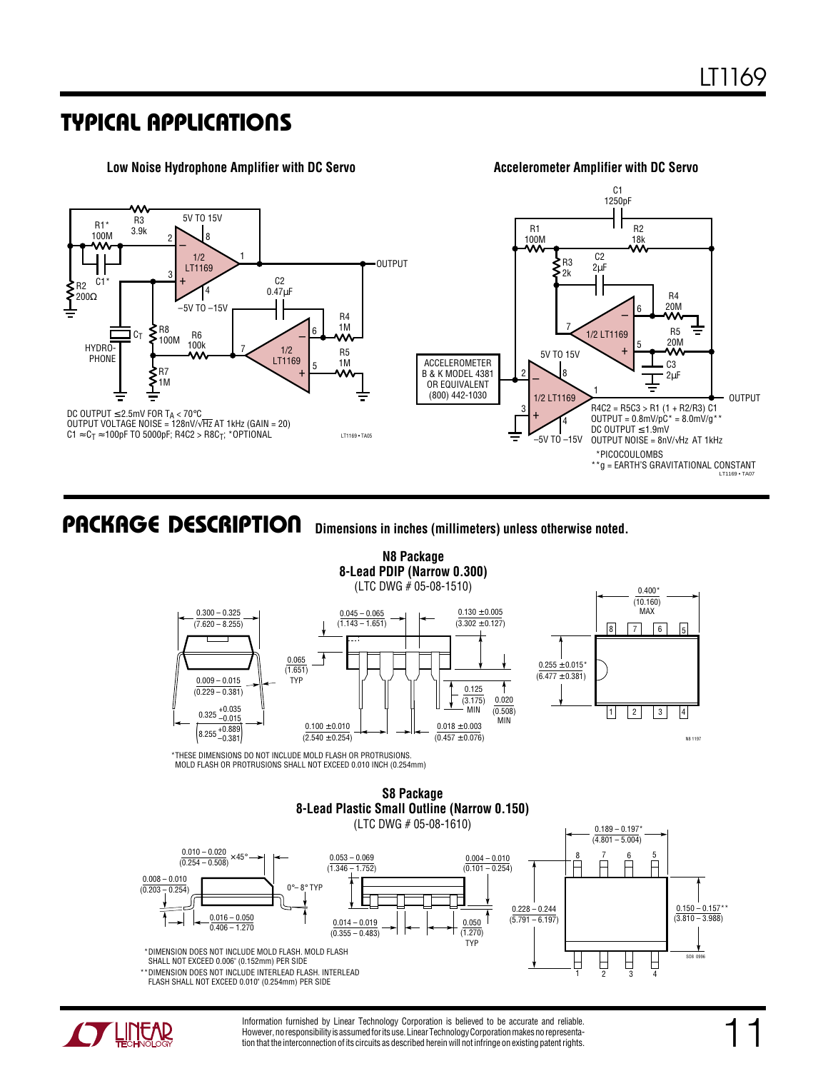## TYPICAL APPLICATIONS

### Low Noise Hydrophone Amplifier with DC Servo

DC OUTPUT ≤2.5mV FOR $T_A$ < 70°C
OUTPUT VOLTAGE NOISE = 128nV/√Hz AT 1kHz (GAIN = 20)
C1 ≈ $C_T$ ≈100pF TO 5000pF; R4C2 > R8$C_T$; *OPTIONAL

LT1169 • TA05

### Accelerometer Amplifier with DC Servo

R4C2 = R5C3 > R1 (1 + R2/R3) C1
OUTPUT = 0.8mV/pC* = 8.0mV/g**
DC OUTPUT ≤1.9mV
OUTPUT NOISE = 8nV/√Hz AT 1kHz

*PICOCOULOMBS
**g = EARTH'S GRAVITATIONAL CONSTANT

LT1169 • TA07

## PACKAGE DESCRIPTION

Dimensions in inches (millimeters) unless otherwise noted.

### N8 Package
### 8-Lead PDIP (Narrow 0.300)
(LTC DWG # 05-08-1510)

*THESE DIMENSIONS DO NOT INCLUDE MOLD FLASH OR PROTRUSIONS.
MOLD FLASH OR PROTRUSIONS SHALL NOT EXCEED 0.010 INCH (0.254mm)

N8 1197

### S8 Package
### 8-Lead Plastic Small Outline (Narrow 0.150)
(LTC DWG # 05-08-1610)

*DIMENSION DOES NOT INCLUDE MOLD FLASH. MOLD FLASH SHALL NOT EXCEED 0.006" (0.152mm) PER SIDE
**DIMENSION DOES NOT INCLUDE INTERLEAD FLASH. INTERLEAD FLASH SHALL NOT EXCEED 0.010" (0.254mm) PER SIDE

SO8 0996

Information furnished by Linear Technology Corporation is believed to be accurate and reliable. However, no responsibility is assumed for its use. Linear Technology Corporation makes no representation that the interconnection of its circuits as described herein will not infringe on existing patent rights.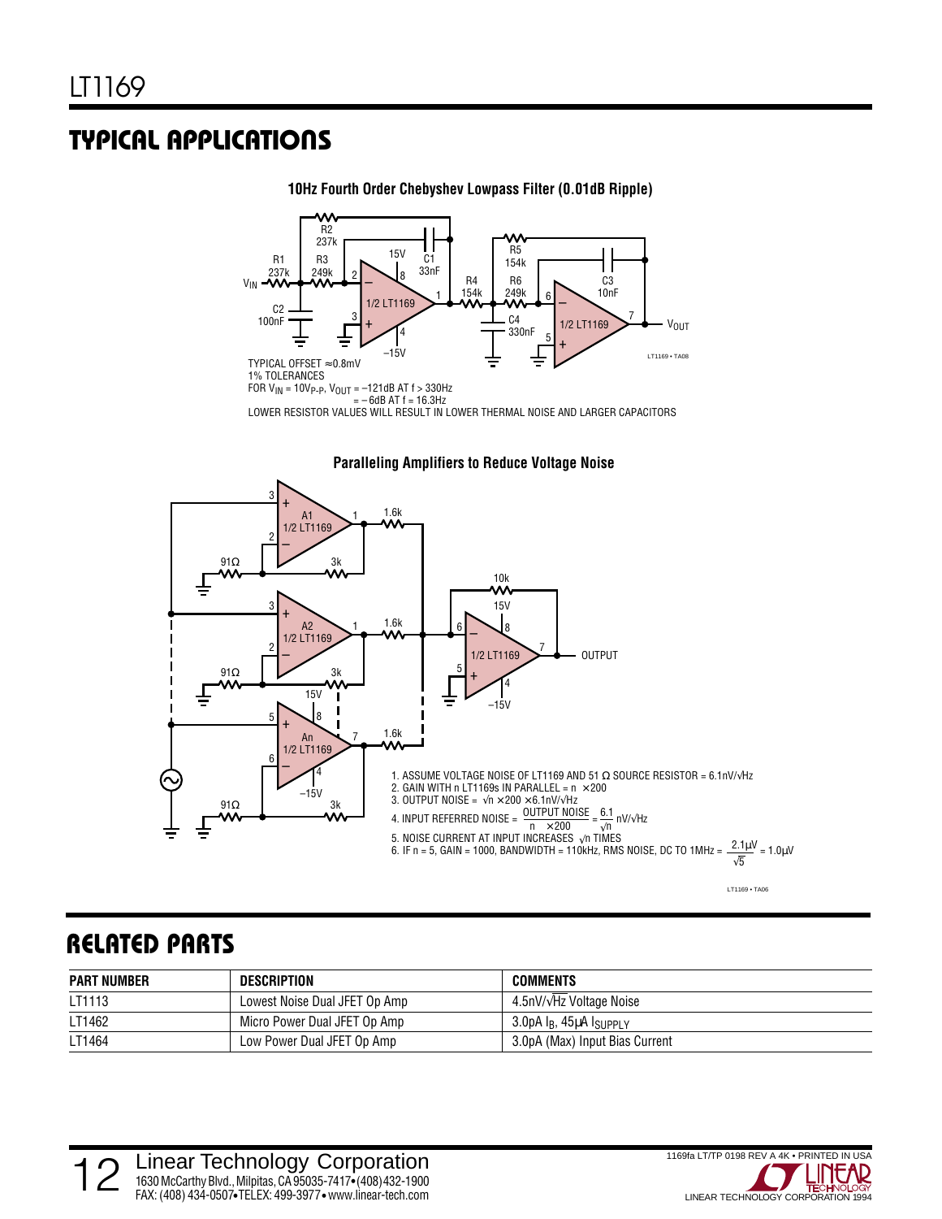## TYPICAL APPLICATIONS

**10Hz Fourth Order Chebyshev Lowpass Filter (0.01dB Ripple)**

R2 237k
R1 237k
R3 249k
C1 33nF
15V
8
2
1
3
4
–15V
1/2 LT1169
$V_{IN}$
C2 100nF
R5 154k
R4 154k
R6 249k
C3 10nF
C4 330nF
6
7
5
1/2 LT1169
$V_{OUT}$
LT1169 • TA08

TYPICAL OFFSET ≈0.8mV
1% TOLERANCES
FOR $V_{IN}$ = $10V_{P-P}$, $V_{OUT}$ = –121dB AT f > 330Hz
= –6dB AT f = 16.3Hz
LOWER RESISTOR VALUES WILL RESULT IN LOWER THERMAL NOISE AND LARGER CAPACITORS

**Paralleling Amplifiers to Reduce Voltage Noise**

A1 1/2 LT1169
A2 1/2 LT1169
An 1/2 LT1169
91Ω
3k
1.6k
10k
15V
–15V
1/2 LT1169
OUTPUT

1. ASSUME VOLTAGE NOISE OF LT1169 AND 51 Ω SOURCE RESISTOR = 6.1nV/√Hz
2. GAIN WITH n LT1169s IN PARALLEL = n × 200
3. OUTPUT NOISE = √n × 200 × 6.1nV/√Hz
4. INPUT REFERRED NOISE = $\frac{\text{OUTPUT NOISE}}{n \times 200} = \frac{6.1}{\sqrt{n}}$ nV/√Hz
5. NOISE CURRENT AT INPUT INCREASES √n TIMES
6. IF n = 5, GAIN = 1000, BANDWIDTH = 110kHz, RMS NOISE, DC TO 1MHz = $\frac{2.1\mu V}{\sqrt{5}}$ = 1.0μV

LT1169 • TA06

## RELATED PARTS

| PART NUMBER | DESCRIPTION | COMMENTS |
|---|---|---|
| LT1113 | Lowest Noise Dual JFET Op Amp | 4.5nV/√Hz Voltage Noise |
| LT1462 | Micro Power Dual JFET Op Amp | 3.0pA $I_B$, 45μA $I_{SUPPLY}$ |
| LT1464 | Low Power Dual JFET Op Amp | 3.0pA (Max) Input Bias Current |

Linear Technology Corporation
1630 McCarthy Blvd., Milpitas, CA 95035-7417 • (408) 432-1900
FAX: (408) 434-0507 • TELEX: 499-3977 • www.linear-tech.com

1169fa LT/TP 0198 REV A 4K • PRINTED IN USA
© LINEAR TECHNOLOGY CORPORATION 1994